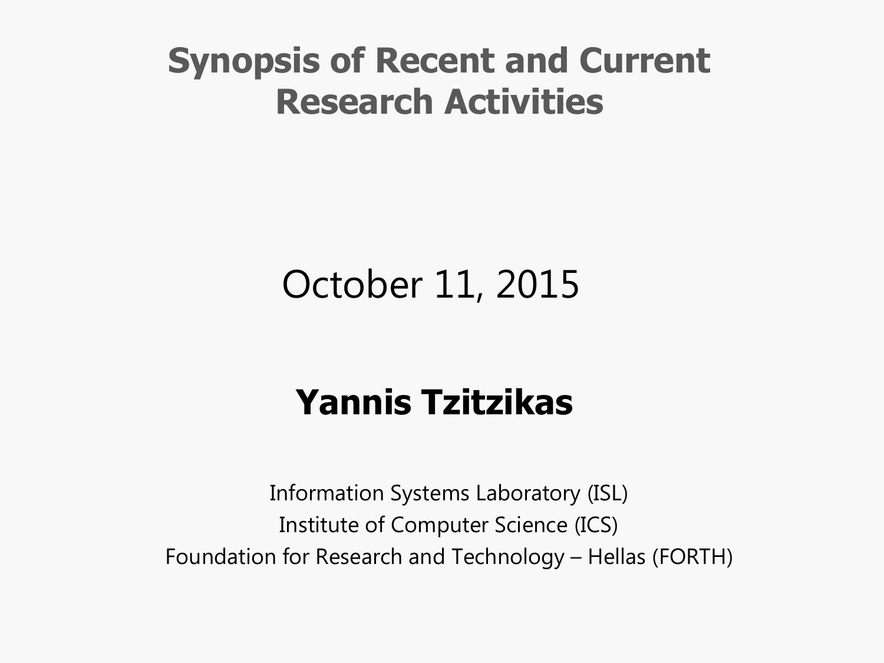# Synopsis of Recent and Current Research Activities

October 11, 2015

**Yannis Tzitzikas**

Information Systems Laboratory (ISL)
Institute of Computer Science (ICS)
Foundation for Research and Technology – Hellas (FORTH)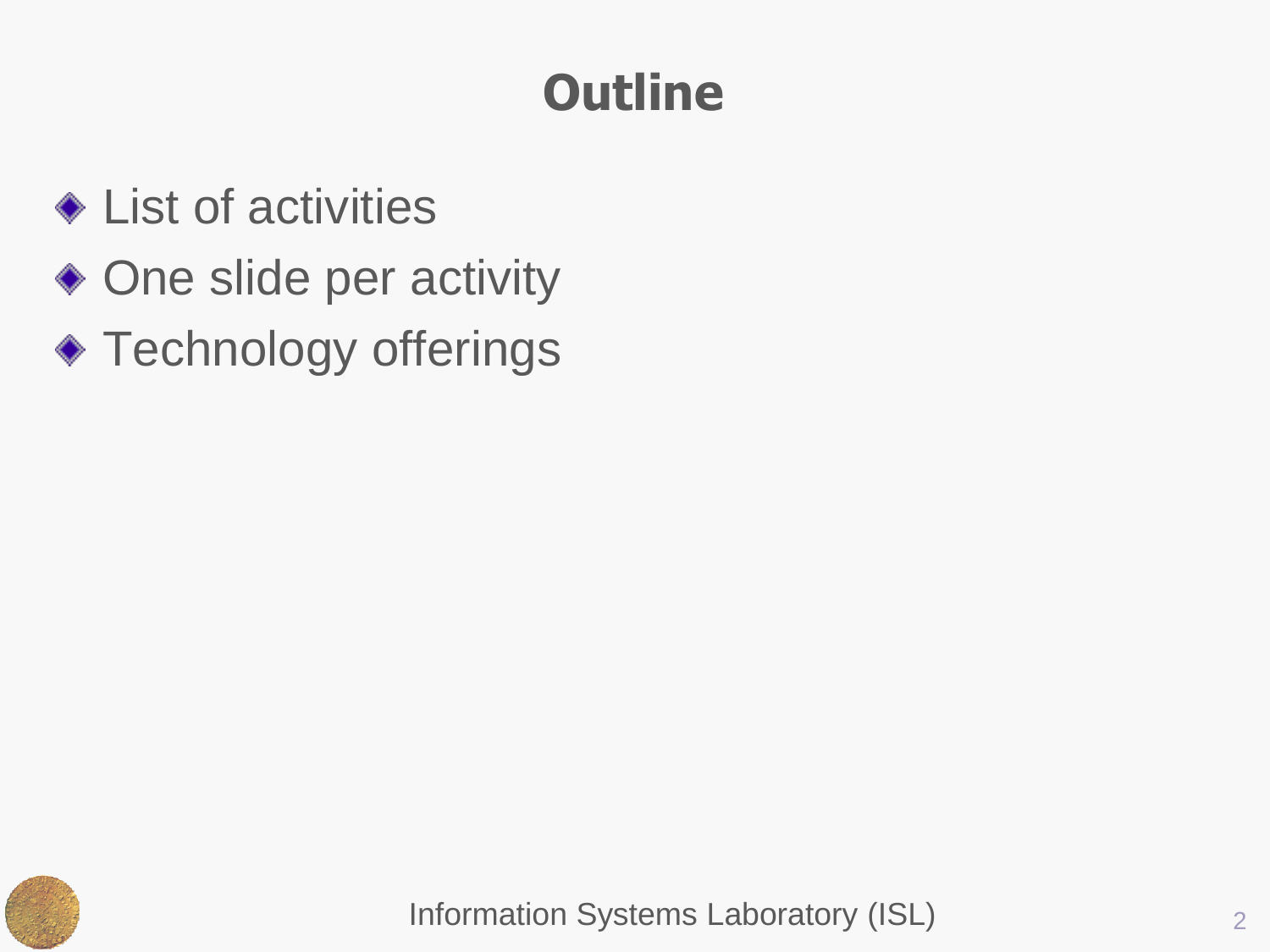# Outline

- List of activities
- One slide per activity
- Technology offerings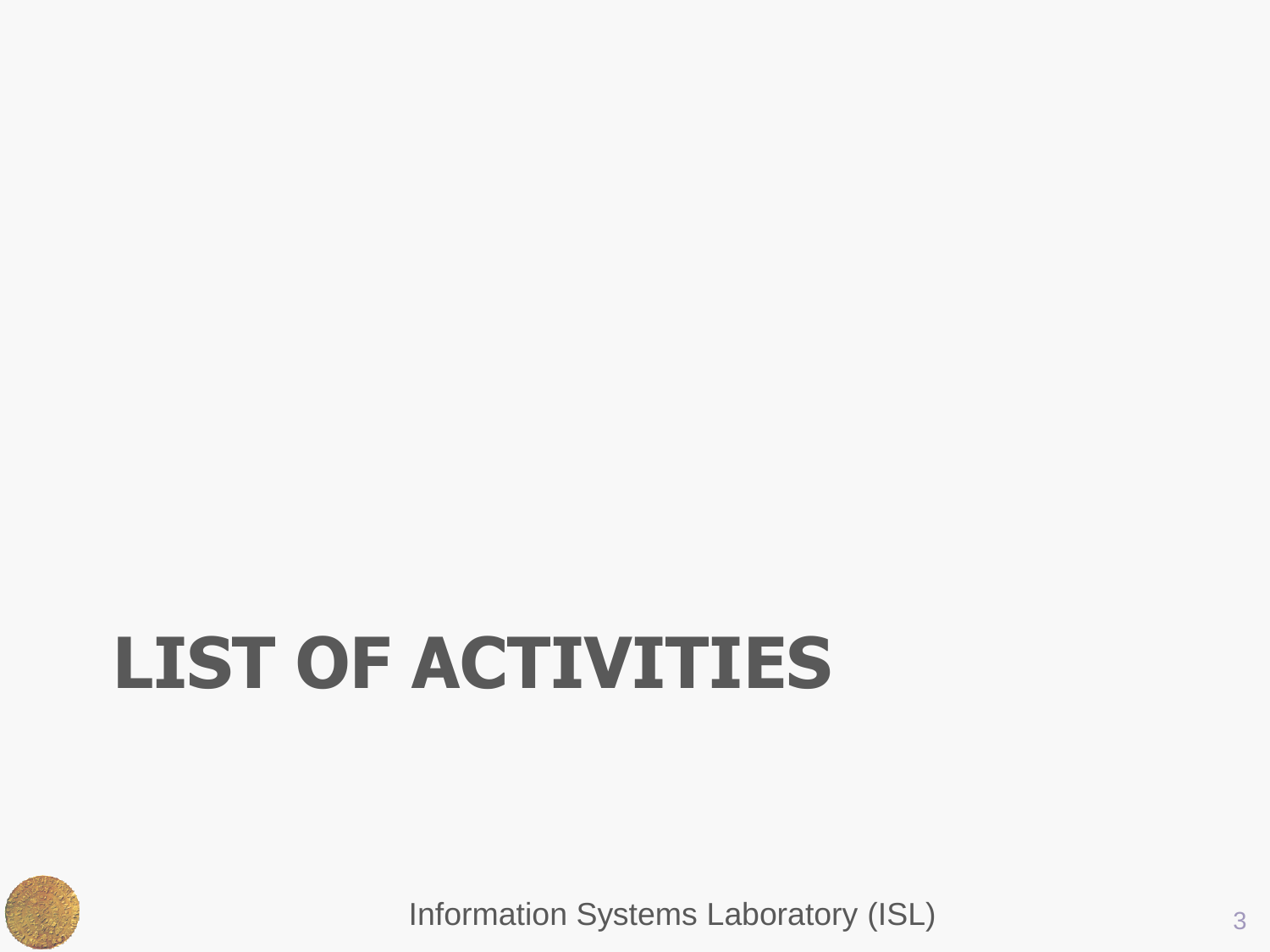# LIST OF ACTIVITIES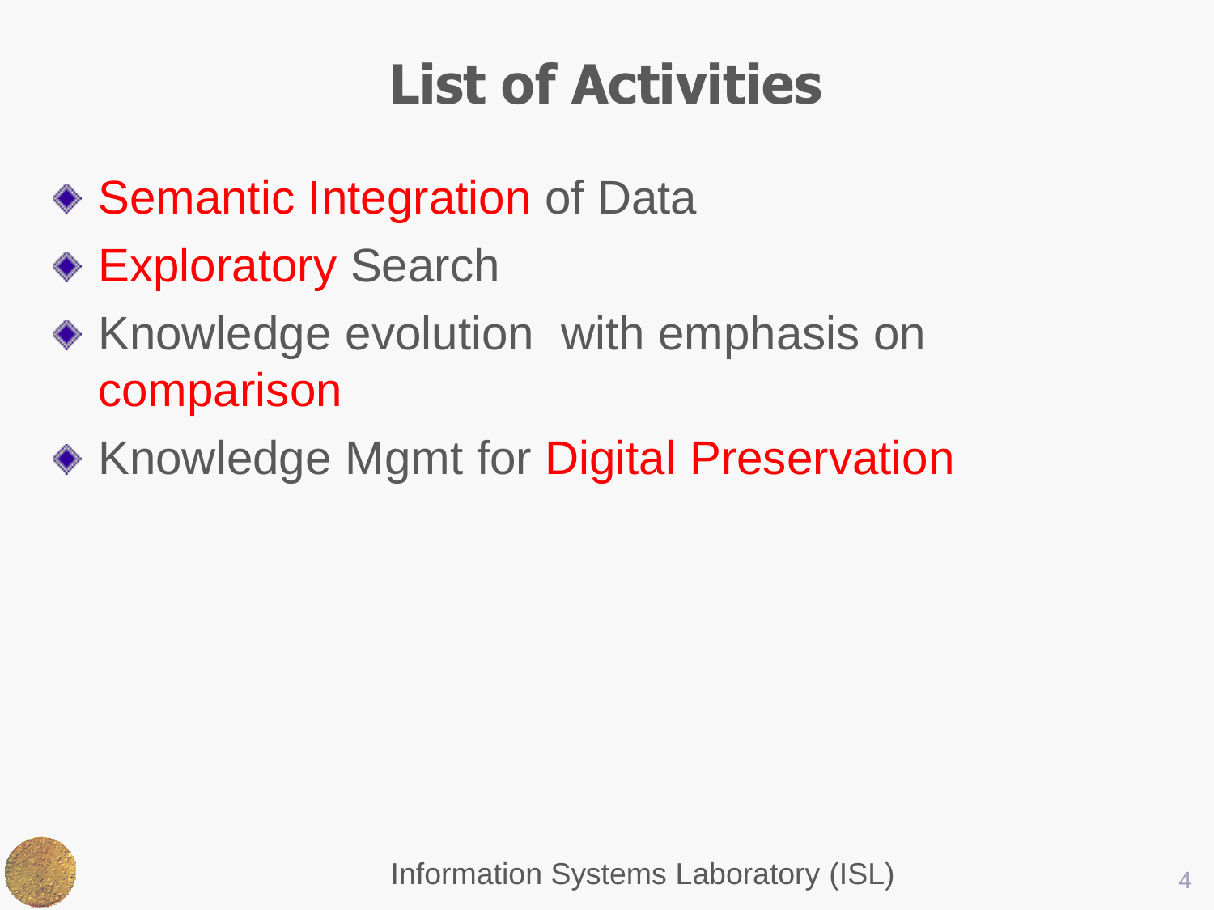# List of Activities

- Semantic Integration of Data
- Exploratory Search
- Knowledge evolution with emphasis on comparison
- Knowledge Mgmt for Digital Preservation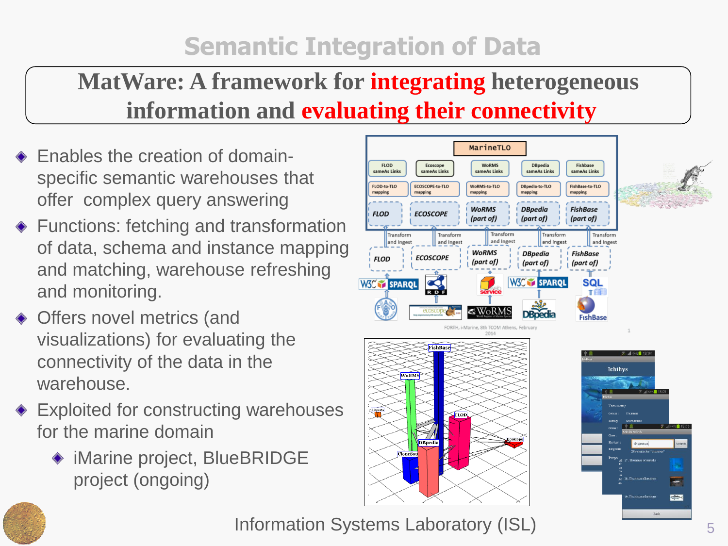# Semantic Integration of Data

**MatWare: A framework for integrating heterogeneous information and evaluating their connectivity**

- Enables the creation of domain-specific semantic warehouses that offer complex query answering
- Functions: fetching and transformation of data, schema and instance mapping and matching, warehouse refreshing and monitoring.
- Offers novel metrics (and visualizations) for evaluating the connectivity of the data in the warehouse.
- Exploited for constructing warehouses for the marine domain
  - iMarine project, BlueBRIDGE project (ongoing)

Information Systems Laboratory (ISL)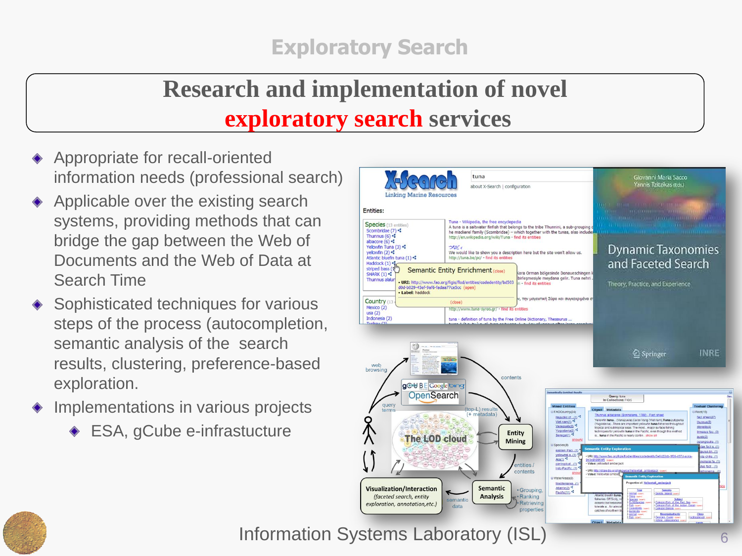# Exploratory Search

## Research and implementation of novel exploratory search services

- Appropriate for recall-oriented information needs (professional search)
- Applicable over the existing search systems, providing methods that can bridge the gap between the Web of Documents and the Web of Data at Search Time
- Sophisticated techniques for various steps of the process (autocompletion, semantic analysis of the search results, clustering, preference-based exploration.
- Implementations in various projects
  - ESA, gCube e-infrastucture

Information Systems Laboratory (ISL)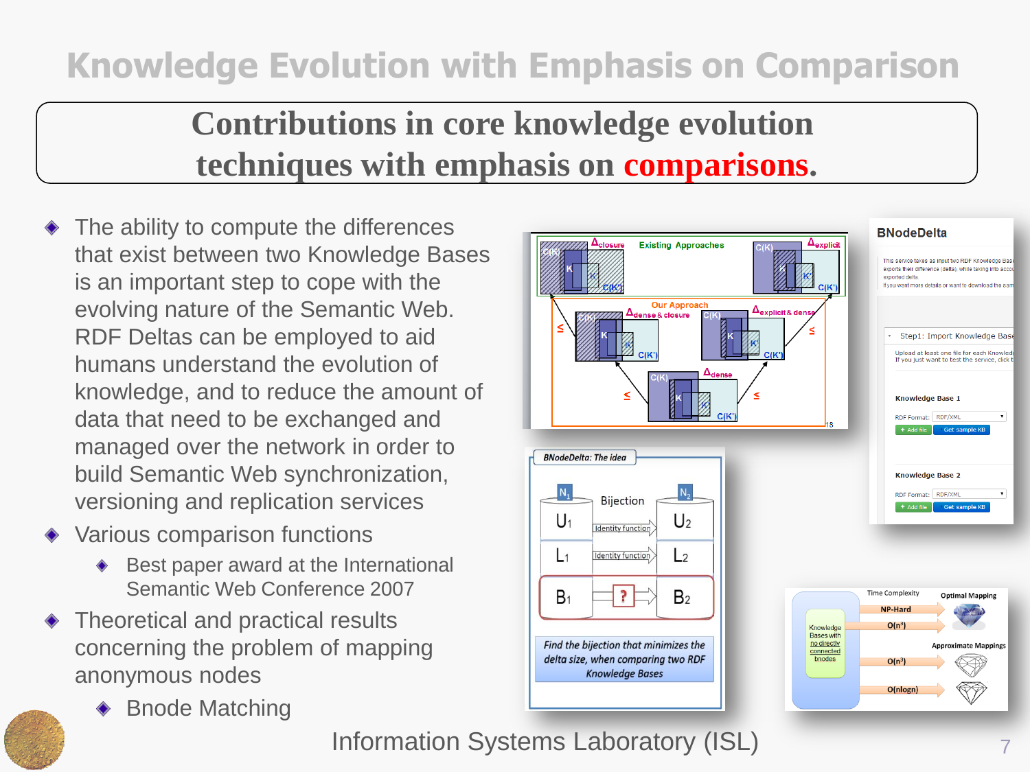# Knowledge Evolution with Emphasis on Comparison

**Contributions in core knowledge evolution techniques with emphasis on comparisons.**

- The ability to compute the differences that exist between two Knowledge Bases is an important step to cope with the evolving nature of the Semantic Web. RDF Deltas can be employed to aid humans understand the evolution of knowledge, and to reduce the amount of data that need to be exchanged and managed over the network in order to build Semantic Web synchronization, versioning and replication services
- Various comparison functions
  - Best paper award at the International Semantic Web Conference 2007
- Theoretical and practical results concerning the problem of mapping anonymous nodes
  - Bnode Matching

Information Systems Laboratory (ISL)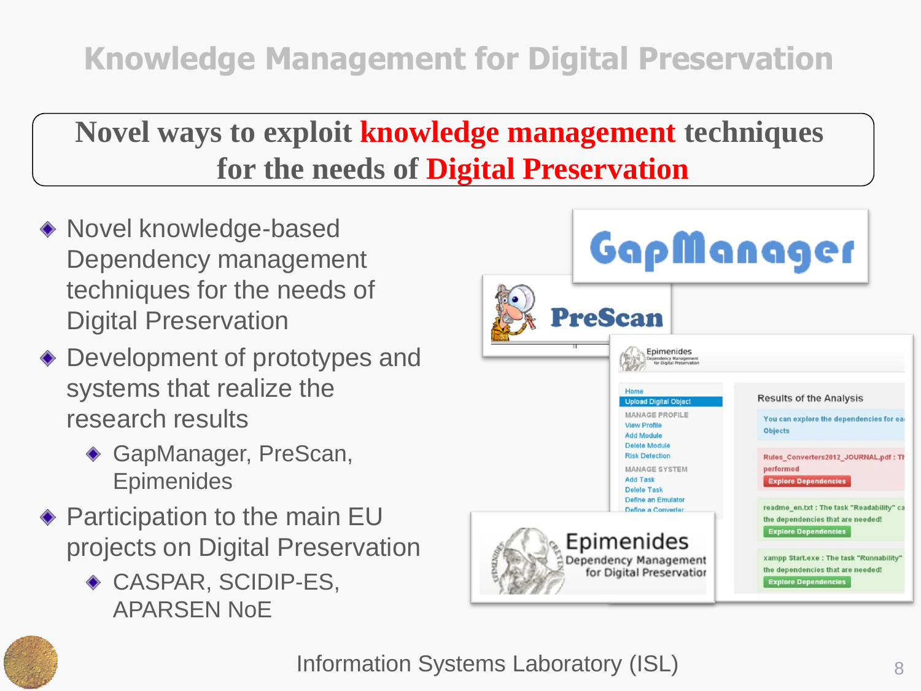# Knowledge Management for Digital Preservation

**Novel ways to exploit knowledge management techniques for the needs of Digital Preservation**

- Novel knowledge-based Dependency management techniques for the needs of Digital Preservation
- Development of prototypes and systems that realize the research results
  - GapManager, PreScan, Epimenides
- Participation to the main EU projects on Digital Preservation
  - CASPAR, SCIDIP-ES, APARSEN NoE

Information Systems Laboratory (ISL)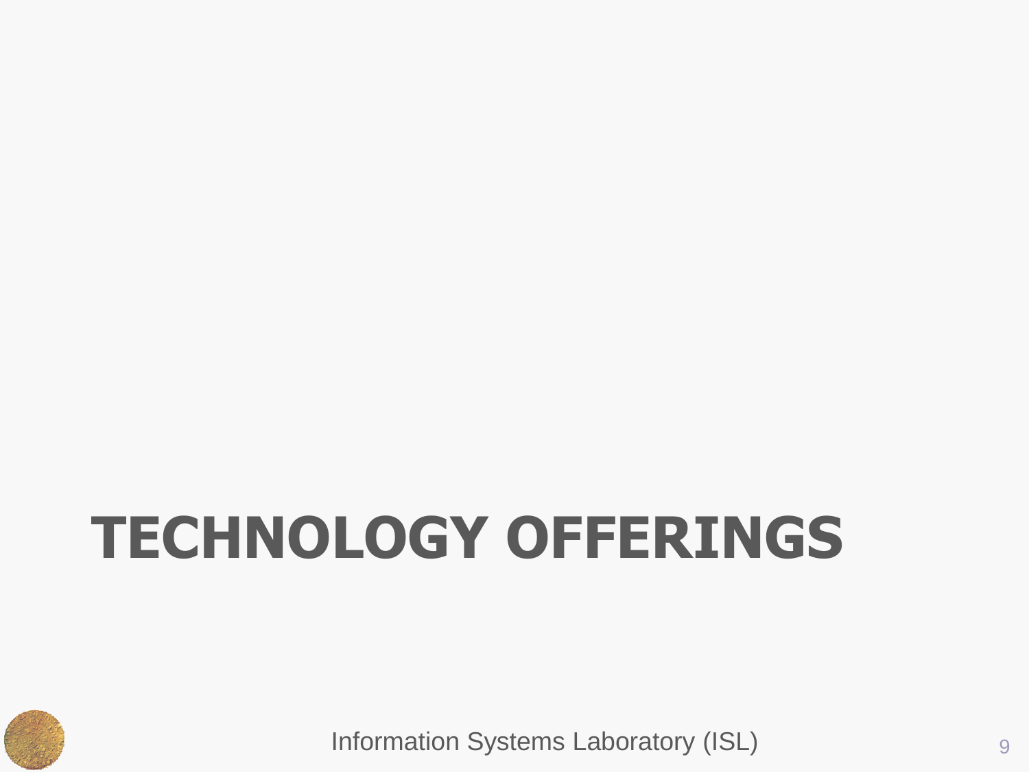# TECHNOLOGY OFFERINGS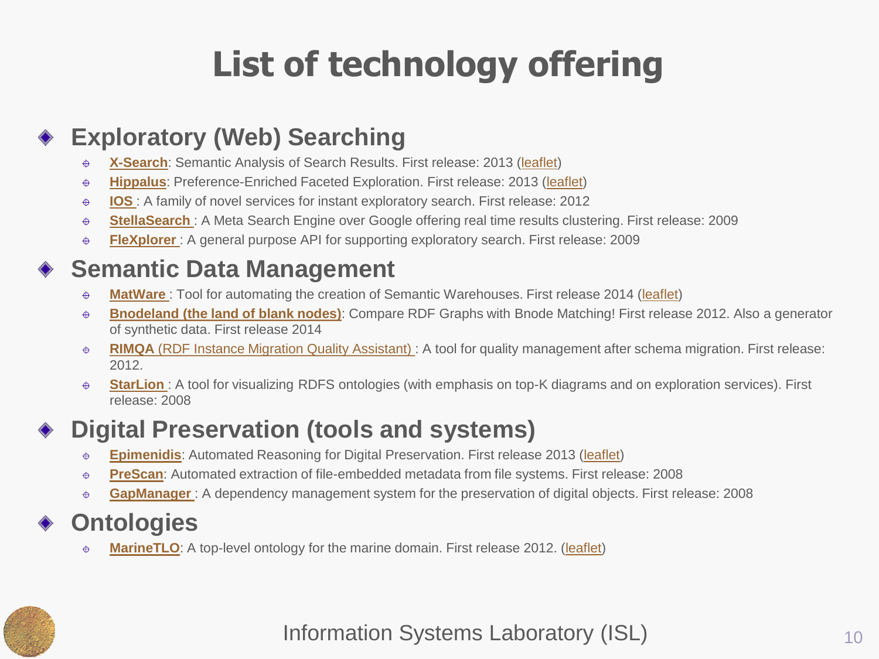# List of technology offering

## Exploratory (Web) Searching

- **X-Search**: Semantic Analysis of Search Results. First release: 2013 (leaflet)
- **Hippalus**: Preference-Enriched Faceted Exploration. First release: 2013 (leaflet)
- **IOS** : A family of novel services for instant exploratory search. First release: 2012
- **StellaSearch** : A Meta Search Engine over Google offering real time results clustering. First release: 2009
- **FleXplorer** : A general purpose API for supporting exploratory search. First release: 2009

## Semantic Data Management

- **MatWare** : Tool for automating the creation of Semantic Warehouses. First release 2014 (leaflet)
- **Bnodeland (the land of blank nodes)**: Compare RDF Graphs with Bnode Matching! First release 2012. Also a generator of synthetic data. First release 2014
- **RIMQA** (RDF Instance Migration Quality Assistant) : A tool for quality management after schema migration. First release: 2012.
- **StarLion** : A tool for visualizing RDFS ontologies (with emphasis on top-K diagrams and on exploration services). First release: 2008

## Digital Preservation (tools and systems)

- **Epimenidis**: Automated Reasoning for Digital Preservation. First release 2013 (leaflet)
- **PreScan**: Automated extraction of file-embedded metadata from file systems. First release: 2008
- **GapManager** : A dependency management system for the preservation of digital objects. First release: 2008

## Ontologies

- **MarineTLO**: A top-level ontology for the marine domain. First release 2012. (leaflet)

Information Systems Laboratory (ISL)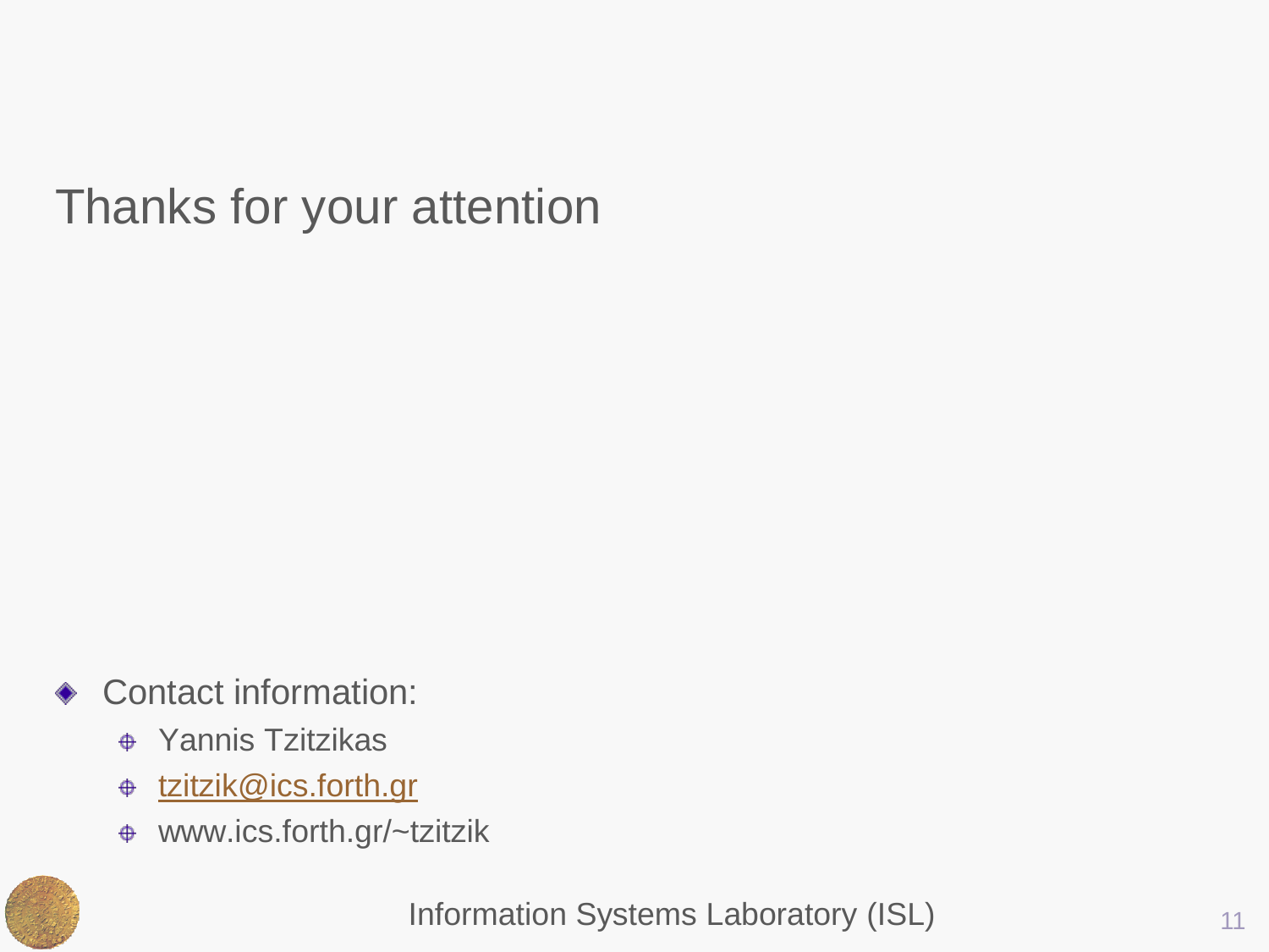# Thanks for your attention

- Contact information:
  - Yannis Tzitzikas
  - tzitzik@ics.forth.gr
  - www.ics.forth.gr/~tzitzik